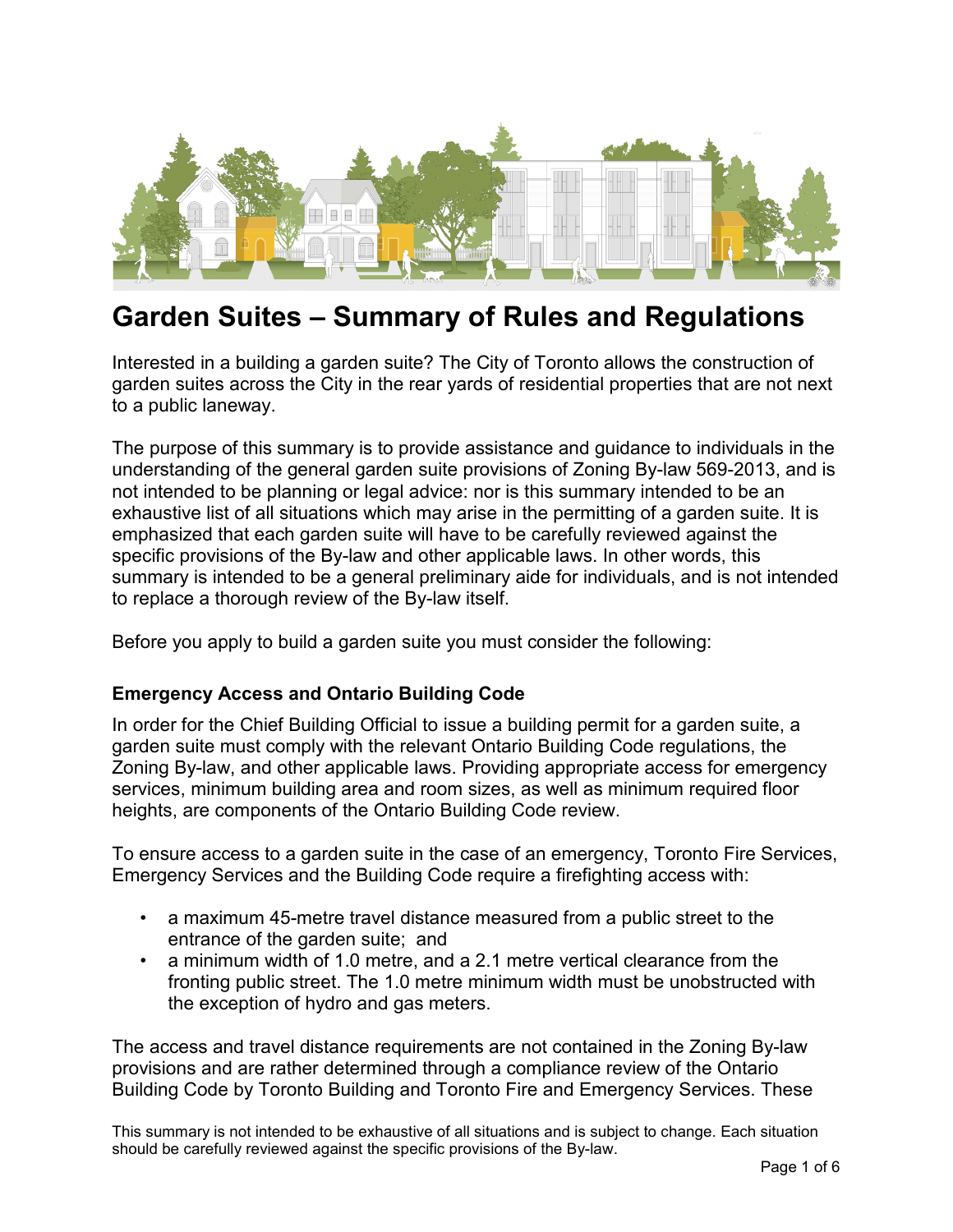# Garden Suites – Summary of Rules and Regulations

Interested in a building a garden suite? The City of Toronto allows the construction of garden suites across the City in the rear yards of residential properties that are not next to a public laneway.

The purpose of this summary is to provide assistance and guidance to individuals in the understanding of the general garden suite provisions of Zoning By-law 569-2013, and is not intended to be planning or legal advice: nor is this summary intended to be an exhaustive list of all situations which may arise in the permitting of a garden suite. It is emphasized that each garden suite will have to be carefully reviewed against the specific provisions of the By-law and other applicable laws. In other words, this summary is intended to be a general preliminary aide for individuals, and is not intended to replace a thorough review of the By-law itself.

Before you apply to build a garden suite you must consider the following:

### Emergency Access and Ontario Building Code

In order for the Chief Building Official to issue a building permit for a garden suite, a garden suite must comply with the relevant Ontario Building Code regulations, the Zoning By-law, and other applicable laws. Providing appropriate access for emergency services, minimum building area and room sizes, as well as minimum required floor heights, are components of the Ontario Building Code review.

To ensure access to a garden suite in the case of an emergency, Toronto Fire Services, Emergency Services and the Building Code require a firefighting access with:

- a maximum 45-metre travel distance measured from a public street to the entrance of the garden suite; and
- a minimum width of 1.0 metre, and a 2.1 metre vertical clearance from the fronting public street. The 1.0 metre minimum width must be unobstructed with the exception of hydro and gas meters.

The access and travel distance requirements are not contained in the Zoning By-law provisions and are rather determined through a compliance review of the Ontario Building Code by Toronto Building and Toronto Fire and Emergency Services. These

This summary is not intended to be exhaustive of all situations and is subject to change. Each situation should be carefully reviewed against the specific provisions of the By-law.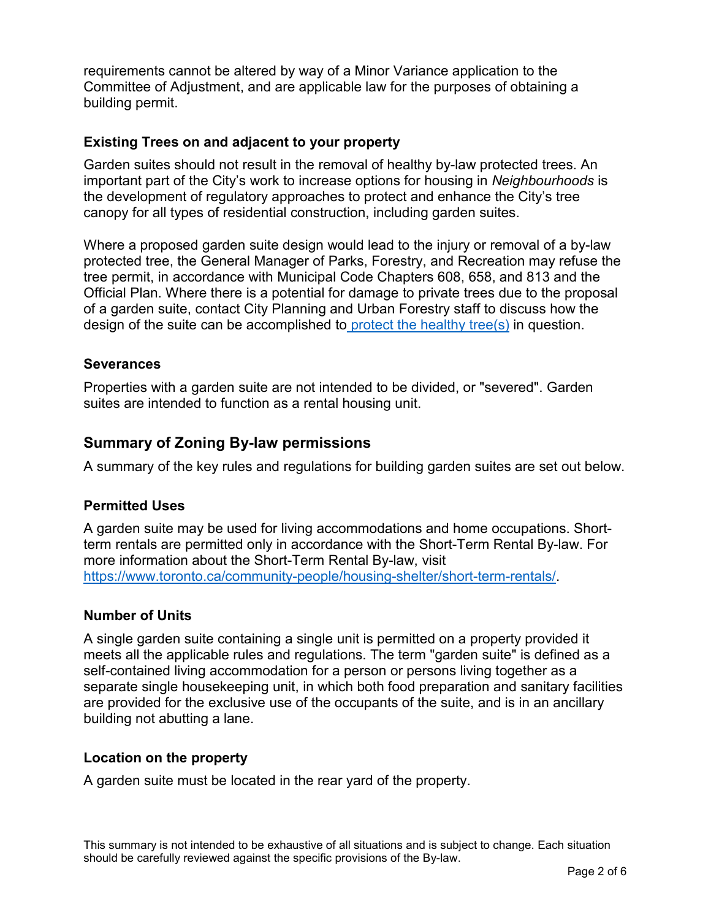requirements cannot be altered by way of a Minor Variance application to the Committee of Adjustment, and are applicable law for the purposes of obtaining a building permit.

### Existing Trees on and adjacent to your property

Garden suites should not result in the removal of healthy by-law protected trees. An important part of the City's work to increase options for housing in *Neighbourhoods* is the development of regulatory approaches to protect and enhance the City's tree canopy for all types of residential construction, including garden suites.

Where a proposed garden suite design would lead to the injury or removal of a by-law protected tree, the General Manager of Parks, Forestry, and Recreation may refuse the tree permit, in accordance with Municipal Code Chapters 608, 658, and 813 and the Official Plan. Where there is a potential for damage to private trees due to the proposal of a garden suite, contact City Planning and Urban Forestry staff to discuss how the design of the suite can be accomplished to protect the healthy tree(s) in question.

### Severances

Properties with a garden suite are not intended to be divided, or "severed". Garden suites are intended to function as a rental housing unit.

## Summary of Zoning By-law permissions

A summary of the key rules and regulations for building garden suites are set out below.

### Permitted Uses

A garden suite may be used for living accommodations and home occupations. Short-term rentals are permitted only in accordance with the Short-Term Rental By-law. For more information about the Short-Term Rental By-law, visit https://www.toronto.ca/community-people/housing-shelter/short-term-rentals/.

### Number of Units

A single garden suite containing a single unit is permitted on a property provided it meets all the applicable rules and regulations. The term "garden suite" is defined as a self-contained living accommodation for a person or persons living together as a separate single housekeeping unit, in which both food preparation and sanitary facilities are provided for the exclusive use of the occupants of the suite, and is in an ancillary building not abutting a lane.

### Location on the property

A garden suite must be located in the rear yard of the property.

This summary is not intended to be exhaustive of all situations and is subject to change. Each situation should be carefully reviewed against the specific provisions of the By-law.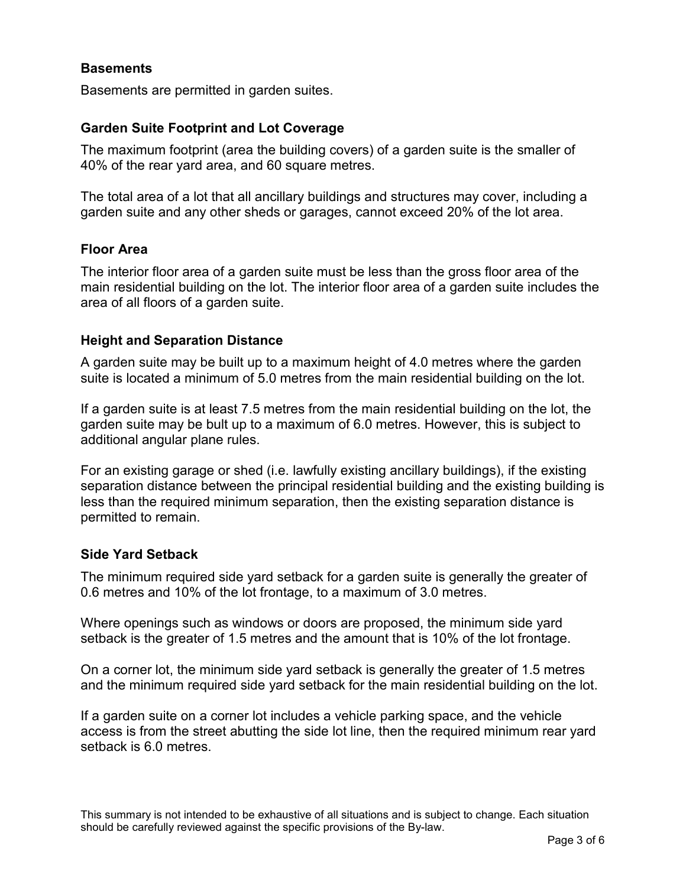### Basements

Basements are permitted in garden suites.

### Garden Suite Footprint and Lot Coverage

The maximum footprint (area the building covers) of a garden suite is the smaller of 40% of the rear yard area, and 60 square metres.

The total area of a lot that all ancillary buildings and structures may cover, including a garden suite and any other sheds or garages, cannot exceed 20% of the lot area.

### Floor Area

The interior floor area of a garden suite must be less than the gross floor area of the main residential building on the lot. The interior floor area of a garden suite includes the area of all floors of a garden suite.

### Height and Separation Distance

A garden suite may be built up to a maximum height of 4.0 metres where the garden suite is located a minimum of 5.0 metres from the main residential building on the lot.

If a garden suite is at least 7.5 metres from the main residential building on the lot, the garden suite may be bult up to a maximum of 6.0 metres. However, this is subject to additional angular plane rules.

For an existing garage or shed (i.e. lawfully existing ancillary buildings), if the existing separation distance between the principal residential building and the existing building is less than the required minimum separation, then the existing separation distance is permitted to remain.

### Side Yard Setback

The minimum required side yard setback for a garden suite is generally the greater of 0.6 metres and 10% of the lot frontage, to a maximum of 3.0 metres.

Where openings such as windows or doors are proposed, the minimum side yard setback is the greater of 1.5 metres and the amount that is 10% of the lot frontage.

On a corner lot, the minimum side yard setback is generally the greater of 1.5 metres and the minimum required side yard setback for the main residential building on the lot.

If a garden suite on a corner lot includes a vehicle parking space, and the vehicle access is from the street abutting the side lot line, then the required minimum rear yard setback is 6.0 metres.

This summary is not intended to be exhaustive of all situations and is subject to change. Each situation should be carefully reviewed against the specific provisions of the By-law.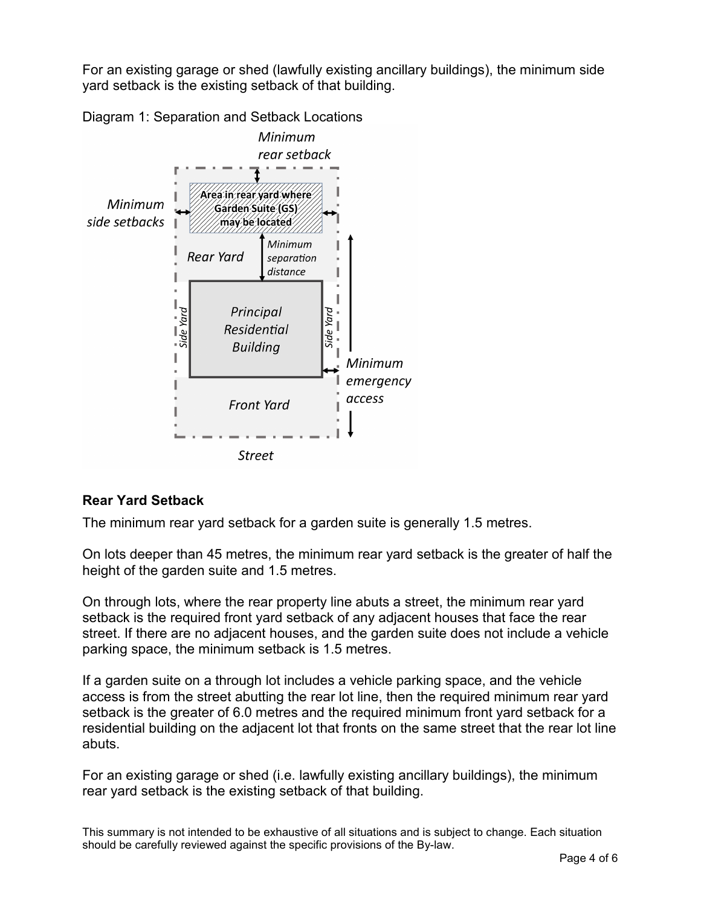For an existing garage or shed (lawfully existing ancillary buildings), the minimum side yard setback is the existing setback of that building.

Diagram 1: Separation and Setback Locations

Minimum rear setback

Minimum side setbacks

Area in rear yard where Garden Suite (GS) may be located

Rear Yard

Minimum separation distance

Side Yard

Principal Residential Building

Side Yard

Minimum emergency access

Front Yard

Street

**Rear Yard Setback**

The minimum rear yard setback for a garden suite is generally 1.5 metres.

On lots deeper than 45 metres, the minimum rear yard setback is the greater of half the height of the garden suite and 1.5 metres.

On through lots, where the rear property line abuts a street, the minimum rear yard setback is the required front yard setback of any adjacent houses that face the rear street. If there are no adjacent houses, and the garden suite does not include a vehicle parking space, the minimum setback is 1.5 metres.

If a garden suite on a through lot includes a vehicle parking space, and the vehicle access is from the street abutting the rear lot line, then the required minimum rear yard setback is the greater of 6.0 metres and the required minimum front yard setback for a residential building on the adjacent lot that fronts on the same street that the rear lot line abuts.

For an existing garage or shed (i.e. lawfully existing ancillary buildings), the minimum rear yard setback is the existing setback of that building.

This summary is not intended to be exhaustive of all situations and is subject to change. Each situation should be carefully reviewed against the specific provisions of the By-law.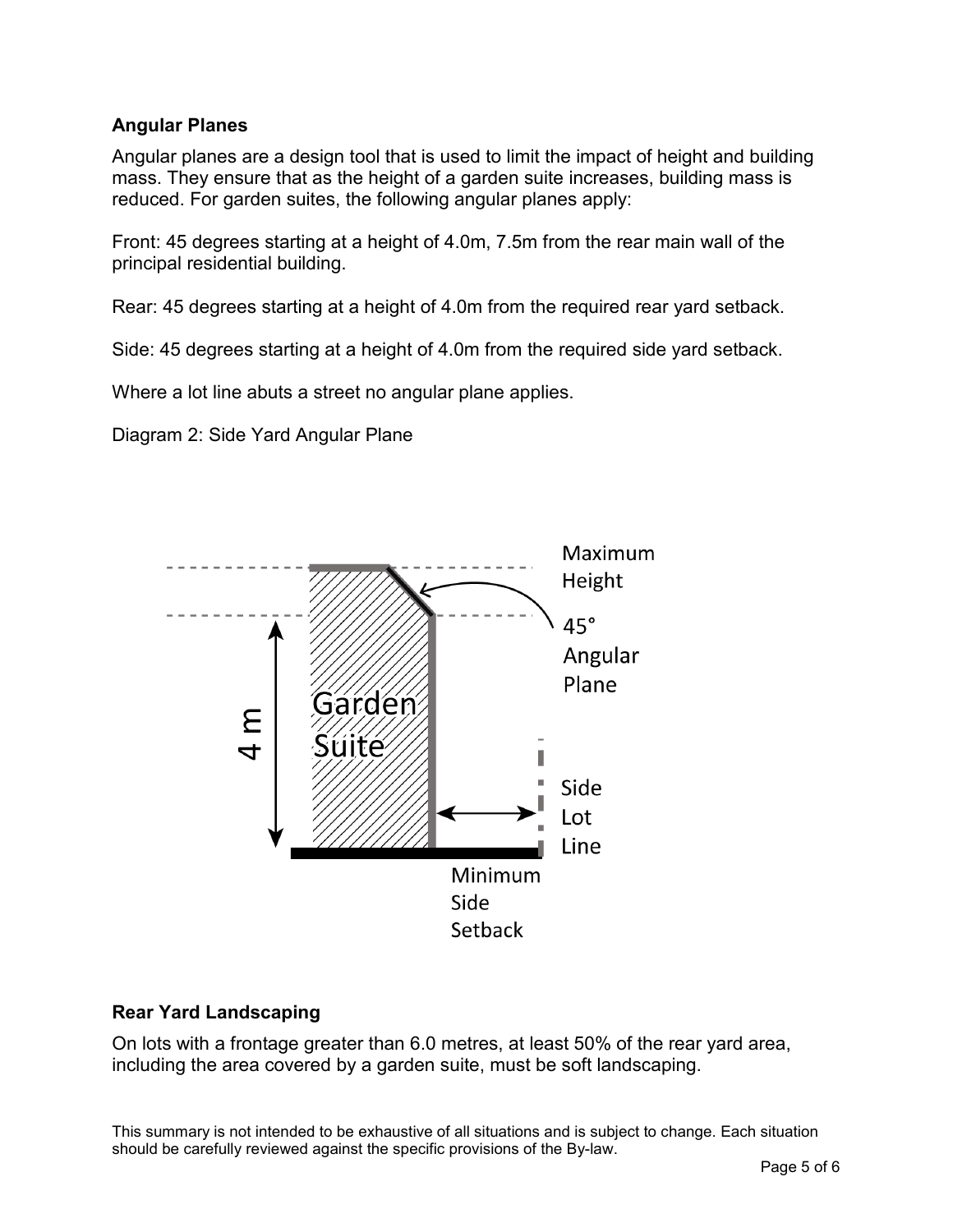### Angular Planes

Angular planes are a design tool that is used to limit the impact of height and building mass. They ensure that as the height of a garden suite increases, building mass is reduced. For garden suites, the following angular planes apply:

Front: 45 degrees starting at a height of 4.0m, 7.5m from the rear main wall of the principal residential building.

Rear: 45 degrees starting at a height of 4.0m from the required rear yard setback.

Side: 45 degrees starting at a height of 4.0m from the required side yard setback.

Where a lot line abuts a street no angular plane applies.

Diagram 2: Side Yard Angular Plane

### Rear Yard Landscaping

On lots with a frontage greater than 6.0 metres, at least 50% of the rear yard area, including the area covered by a garden suite, must be soft landscaping.

This summary is not intended to be exhaustive of all situations and is subject to change. Each situation should be carefully reviewed against the specific provisions of the By-law.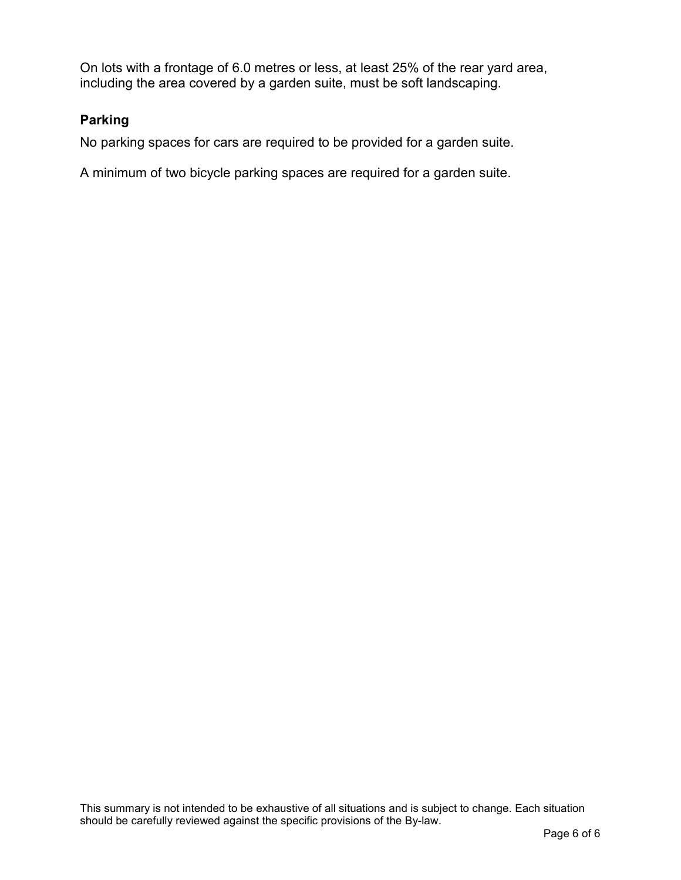On lots with a frontage of 6.0 metres or less, at least 25% of the rear yard area, including the area covered by a garden suite, must be soft landscaping.

### Parking

No parking spaces for cars are required to be provided for a garden suite.

A minimum of two bicycle parking spaces are required for a garden suite.

This summary is not intended to be exhaustive of all situations and is subject to change. Each situation should be carefully reviewed against the specific provisions of the By-law.